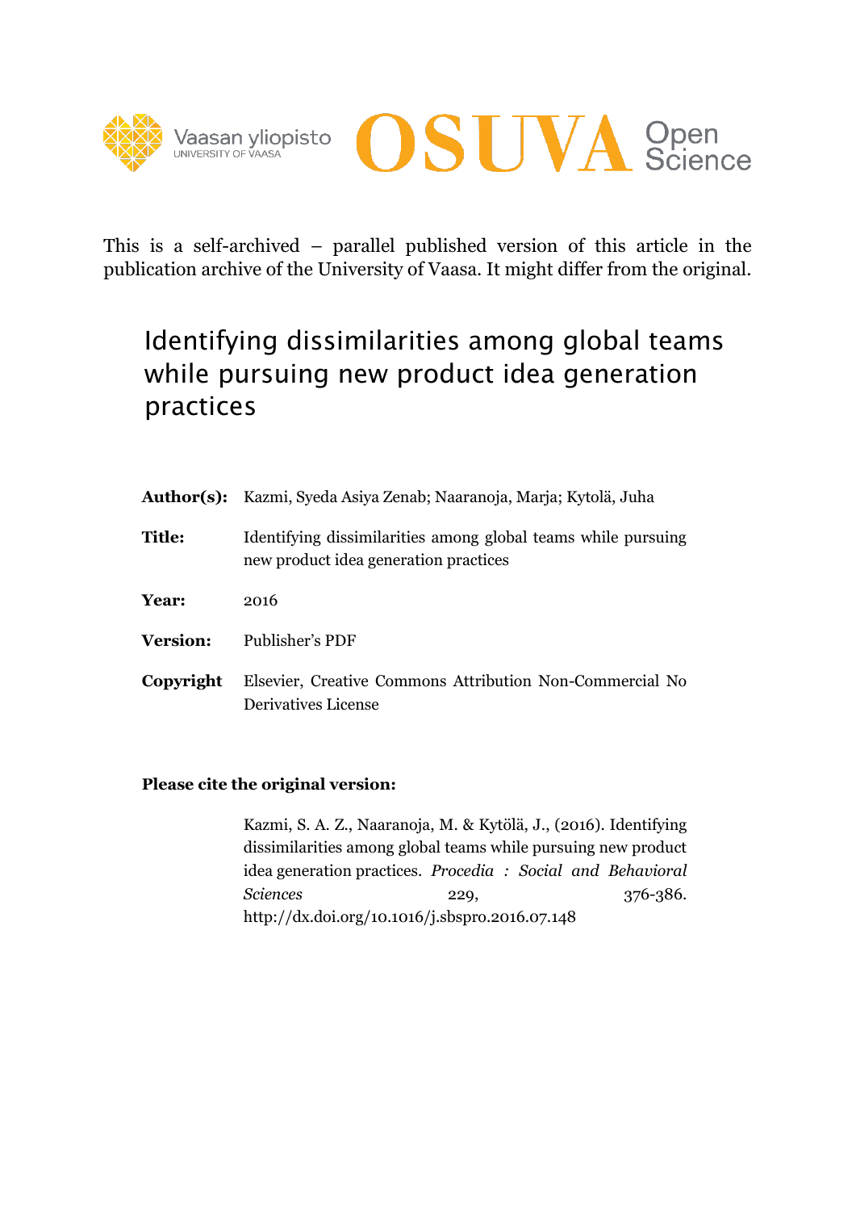Vaasan yliopisto
UNIVERSITY OF VAASA

OSUVA Open Science

This is a self-archived – parallel published version of this article in the publication archive of the University of Vaasa. It might differ from the original.

# Identifying dissimilarities among global teams while pursuing new product idea generation practices

**Author(s):** Kazmi, Syeda Asiya Zenab; Naaranoja, Marja; Kytolä, Juha

**Title:** Identifying dissimilarities among global teams while pursuing new product idea generation practices

**Year:** 2016

**Version:** Publisher's PDF

**Copyright** Elsevier, Creative Commons Attribution Non-Commercial No Derivatives License

**Please cite the original version:**

Kazmi, S. A. Z., Naaranoja, M. & Kytölä, J., (2016). Identifying dissimilarities among global teams while pursuing new product idea generation practices. *Procedia : Social and Behavioral Sciences* 229, 376-386. http://dx.doi.org/10.1016/j.sbspro.2016.07.148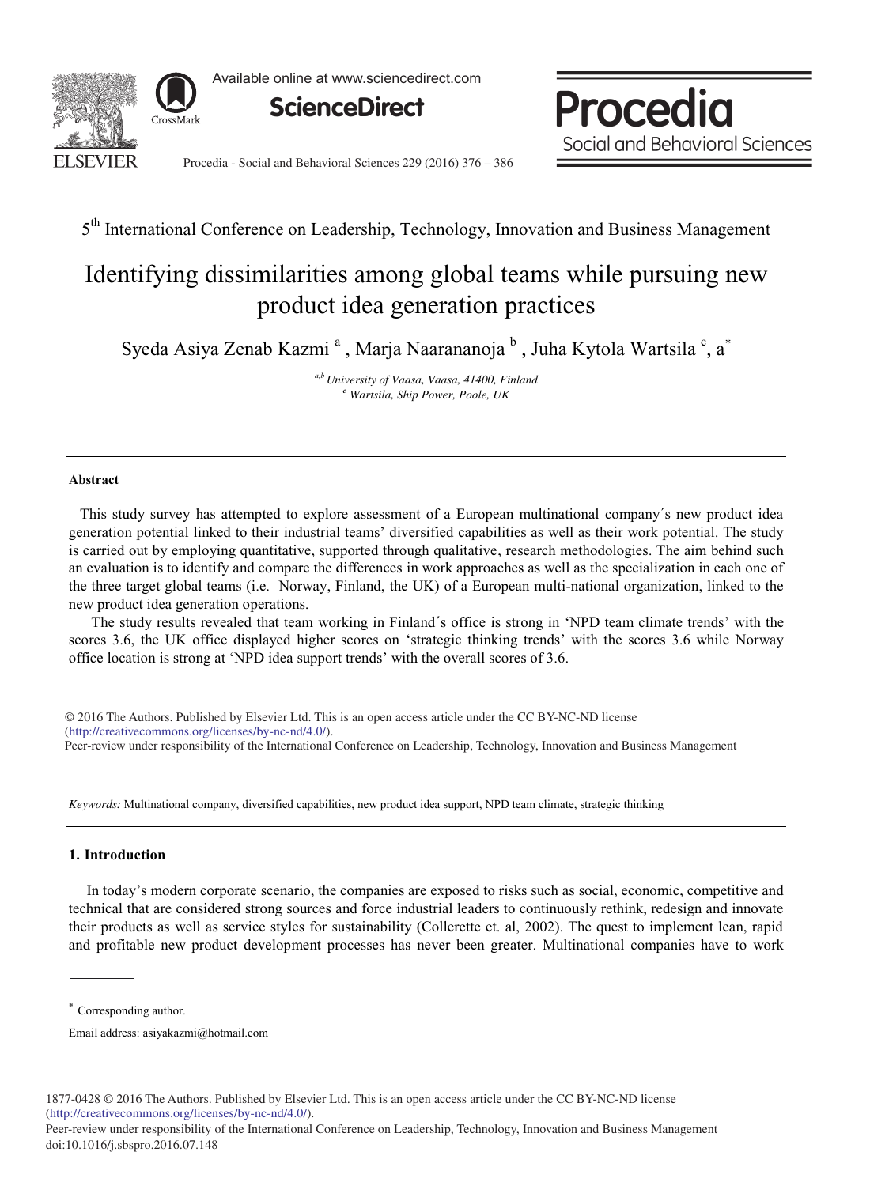5th International Conference on Leadership, Technology, Innovation and Business Management

# Identifying dissimilarities among global teams while pursuing new product idea generation practices

Syeda Asiya Zenab Kazmi [a], Marja Naarananoja [b], Juha Kytola Wartsila [c], a*

[a,b] *University of Vaasa, Vaasa, 41400, Finland*
[c] *Wartsila, Ship Power, Poole, UK*

---

### Abstract

This study survey has attempted to explore assessment of a European multinational company´s new product idea generation potential linked to their industrial teams' diversified capabilities as well as their work potential. The study is carried out by employing quantitative, supported through qualitative, research methodologies. The aim behind such an evaluation is to identify and compare the differences in work approaches as well as the specialization in each one of the three target global teams (i.e. Norway, Finland, the UK) of a European multi-national organization, linked to the new product idea generation operations.

The study results revealed that team working in Finland´s office is strong in 'NPD team climate trends' with the scores 3.6, the UK office displayed higher scores on 'strategic thinking trends' with the scores 3.6 while Norway office location is strong at 'NPD idea support trends' with the overall scores of 3.6.

© 2016 The Authors. Published by Elsevier Ltd. This is an open access article under the CC BY-NC-ND license (http://creativecommons.org/licenses/by-nc-nd/4.0/).
Peer-review under responsibility of the International Conference on Leadership, Technology, Innovation and Business Management

*Keywords:* Multinational company, diversified capabilities, new product idea support, NPD team climate, strategic thinking

---

## 1. Introduction

In today's modern corporate scenario, the companies are exposed to risks such as social, economic, competitive and technical that are considered strong sources and force industrial leaders to continuously rethink, redesign and innovate their products as well as service styles for sustainability (Collerette et. al, 2002). The quest to implement lean, rapid and profitable new product development processes has never been greater. Multinational companies have to work

---

* Corresponding author.

Email address: asiyakazmi@hotmail.com

1877-0428 © 2016 The Authors. Published by Elsevier Ltd. This is an open access article under the CC BY-NC-ND license (http://creativecommons.org/licenses/by-nc-nd/4.0/).
Peer-review under responsibility of the International Conference on Leadership, Technology, Innovation and Business Management
doi:10.1016/j.sbspro.2016.07.148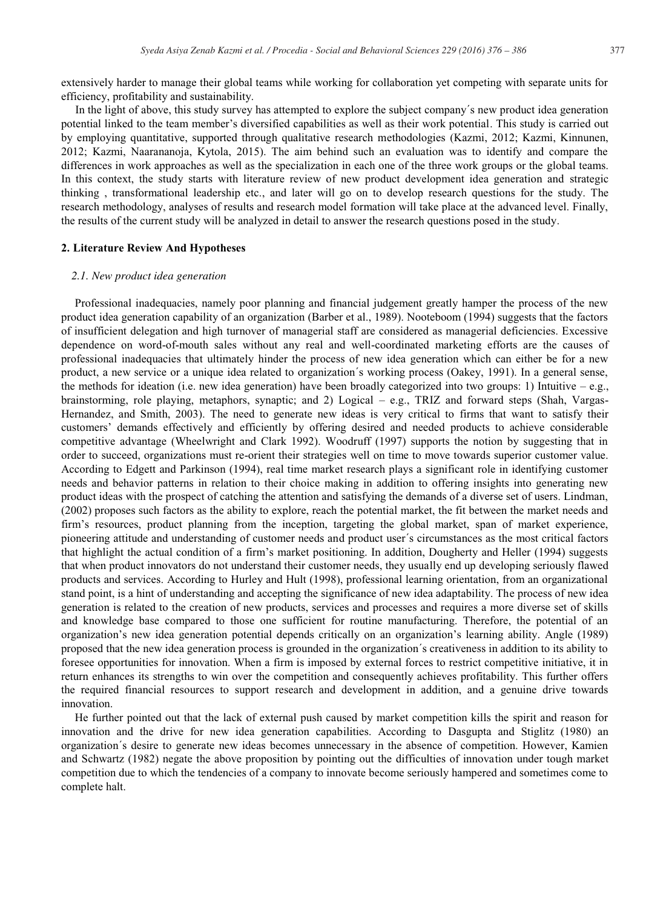extensively harder to manage their global teams while working for collaboration yet competing with separate units for efficiency, profitability and sustainability.

In the light of above, this study survey has attempted to explore the subject company´s new product idea generation potential linked to the team member's diversified capabilities as well as their work potential. This study is carried out by employing quantitative, supported through qualitative research methodologies (Kazmi, 2012; Kazmi, Kinnunen, 2012; Kazmi, Naarananoja, Kytola, 2015). The aim behind such an evaluation was to identify and compare the differences in work approaches as well as the specialization in each one of the three work groups or the global teams. In this context, the study starts with literature review of new product development idea generation and strategic thinking , transformational leadership etc., and later will go on to develop research questions for the study. The research methodology, analyses of results and research model formation will take place at the advanced level. Finally, the results of the current study will be analyzed in detail to answer the research questions posed in the study.

## 2. Literature Review And Hypotheses

### *2.1. New product idea generation*

Professional inadequacies, namely poor planning and financial judgement greatly hamper the process of the new product idea generation capability of an organization (Barber et al., 1989). Nooteboom (1994) suggests that the factors of insufficient delegation and high turnover of managerial staff are considered as managerial deficiencies. Excessive dependence on word-of-mouth sales without any real and well-coordinated marketing efforts are the causes of professional inadequacies that ultimately hinder the process of new idea generation which can either be for a new product, a new service or a unique idea related to organization´s working process (Oakey, 1991). In a general sense, the methods for ideation (i.e. new idea generation) have been broadly categorized into two groups: 1) Intuitive – e.g., brainstorming, role playing, metaphors, synaptic; and 2) Logical – e.g., TRIZ and forward steps (Shah, Vargas-Hernandez, and Smith, 2003). The need to generate new ideas is very critical to firms that want to satisfy their customers' demands effectively and efficiently by offering desired and needed products to achieve considerable competitive advantage (Wheelwright and Clark 1992). Woodruff (1997) supports the notion by suggesting that in order to succeed, organizations must re-orient their strategies well on time to move towards superior customer value. According to Edgett and Parkinson (1994), real time market research plays a significant role in identifying customer needs and behavior patterns in relation to their choice making in addition to offering insights into generating new product ideas with the prospect of catching the attention and satisfying the demands of a diverse set of users. Lindman, (2002) proposes such factors as the ability to explore, reach the potential market, the fit between the market needs and firm's resources, product planning from the inception, targeting the global market, span of market experience, pioneering attitude and understanding of customer needs and product user´s circumstances as the most critical factors that highlight the actual condition of a firm's market positioning. In addition, Dougherty and Heller (1994) suggests that when product innovators do not understand their customer needs, they usually end up developing seriously flawed products and services. According to Hurley and Hult (1998), professional learning orientation, from an organizational stand point, is a hint of understanding and accepting the significance of new idea adaptability. The process of new idea generation is related to the creation of new products, services and processes and requires a more diverse set of skills and knowledge base compared to those one sufficient for routine manufacturing. Therefore, the potential of an organization's new idea generation potential depends critically on an organization's learning ability. Angle (1989) proposed that the new idea generation process is grounded in the organization´s creativeness in addition to its ability to foresee opportunities for innovation. When a firm is imposed by external forces to restrict competitive initiative, it in return enhances its strengths to win over the competition and consequently achieves profitability. This further offers the required financial resources to support research and development in addition, and a genuine drive towards innovation.

He further pointed out that the lack of external push caused by market competition kills the spirit and reason for innovation and the drive for new idea generation capabilities. According to Dasgupta and Stiglitz (1980) an organization´s desire to generate new ideas becomes unnecessary in the absence of competition. However, Kamien and Schwartz (1982) negate the above proposition by pointing out the difficulties of innovation under tough market competition due to which the tendencies of a company to innovate become seriously hampered and sometimes come to complete halt.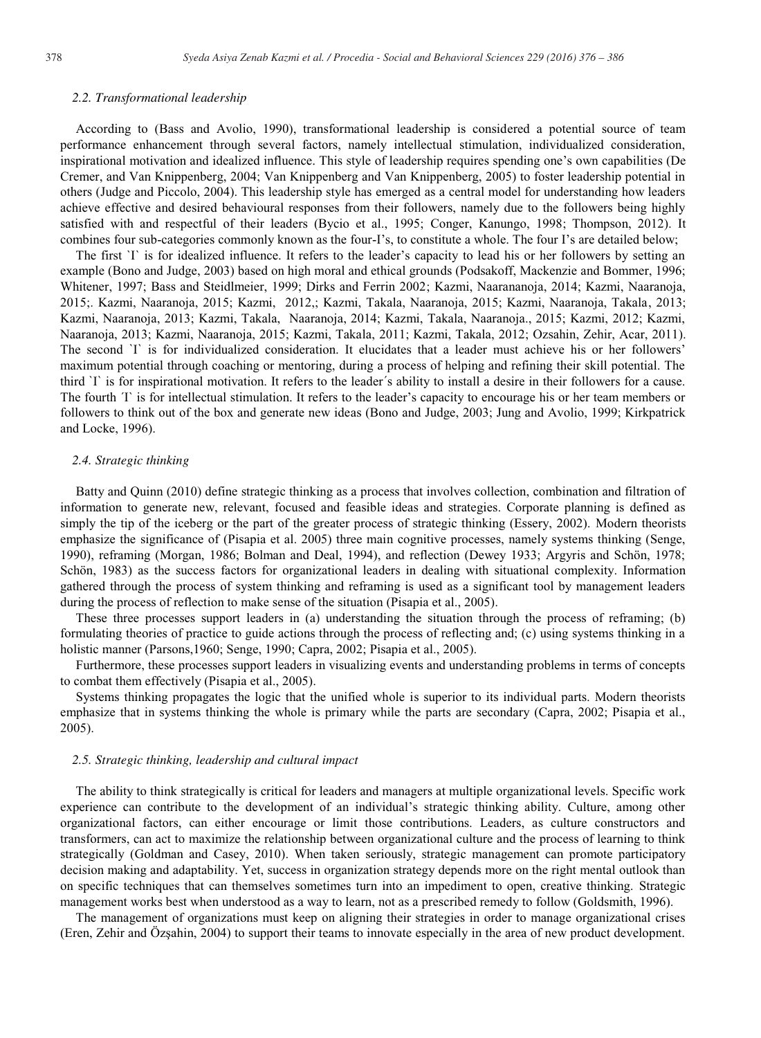### *2.2. Transformational leadership*

According to (Bass and Avolio, 1990), transformational leadership is considered a potential source of team performance enhancement through several factors, namely intellectual stimulation, individualized consideration, inspirational motivation and idealized influence. This style of leadership requires spending one's own capabilities (De Cremer, and Van Knippenberg, 2004; Van Knippenberg and Van Knippenberg, 2005) to foster leadership potential in others (Judge and Piccolo, 2004). This leadership style has emerged as a central model for understanding how leaders achieve effective and desired behavioural responses from their followers, namely due to the followers being highly satisfied with and respectful of their leaders (Bycio et al., 1995; Conger, Kanungo, 1998; Thompson, 2012). It combines four sub-categories commonly known as the four-I's, to constitute a whole. The four I's are detailed below;

The first `I` is for idealized influence. It refers to the leader's capacity to lead his or her followers by setting an example (Bono and Judge, 2003) based on high moral and ethical grounds (Podsakoff, Mackenzie and Bommer, 1996; Whitener, 1997; Bass and Steidlmeier, 1999; Dirks and Ferrin 2002; Kazmi, Naarananoja, 2014; Kazmi, Naaranoja, 2015;. Kazmi, Naaranoja, 2015; Kazmi, 2012,; Kazmi, Takala, Naaranoja, 2015; Kazmi, Naaranoja, Takala, 2013; Kazmi, Naaranoja, 2013; Kazmi, Takala, Naaranoja, 2014; Kazmi, Takala, Naaranoja., 2015; Kazmi, 2012; Kazmi, Naaranoja, 2013; Kazmi, Naaranoja, 2015; Kazmi, Takala, 2011; Kazmi, Takala, 2012; Ozsahin, Zehir, Acar, 2011). The second `I` is for individualized consideration. It elucidates that a leader must achieve his or her followers' maximum potential through coaching or mentoring, during a process of helping and refining their skill potential. The third `I` is for inspirational motivation. It refers to the leader´s ability to install a desire in their followers for a cause. The fourth ´I` is for intellectual stimulation. It refers to the leader's capacity to encourage his or her team members or followers to think out of the box and generate new ideas (Bono and Judge, 2003; Jung and Avolio, 1999; Kirkpatrick and Locke, 1996).

### *2.4. Strategic thinking*

Batty and Quinn (2010) define strategic thinking as a process that involves collection, combination and filtration of information to generate new, relevant, focused and feasible ideas and strategies. Corporate planning is defined as simply the tip of the iceberg or the part of the greater process of strategic thinking (Essery, 2002). Modern theorists emphasize the significance of (Pisapia et al. 2005) three main cognitive processes, namely systems thinking (Senge, 1990), reframing (Morgan, 1986; Bolman and Deal, 1994), and reflection (Dewey 1933; Argyris and Schön, 1978; Schön, 1983) as the success factors for organizational leaders in dealing with situational complexity. Information gathered through the process of system thinking and reframing is used as a significant tool by management leaders during the process of reflection to make sense of the situation (Pisapia et al., 2005).

These three processes support leaders in (a) understanding the situation through the process of reframing; (b) formulating theories of practice to guide actions through the process of reflecting and; (c) using systems thinking in a holistic manner (Parsons,1960; Senge, 1990; Capra, 2002; Pisapia et al., 2005).

Furthermore, these processes support leaders in visualizing events and understanding problems in terms of concepts to combat them effectively (Pisapia et al., 2005).

Systems thinking propagates the logic that the unified whole is superior to its individual parts. Modern theorists emphasize that in systems thinking the whole is primary while the parts are secondary (Capra, 2002; Pisapia et al., 2005).

### *2.5. Strategic thinking, leadership and cultural impact*

The ability to think strategically is critical for leaders and managers at multiple organizational levels. Specific work experience can contribute to the development of an individual's strategic thinking ability. Culture, among other organizational factors, can either encourage or limit those contributions. Leaders, as culture constructors and transformers, can act to maximize the relationship between organizational culture and the process of learning to think strategically (Goldman and Casey, 2010). When taken seriously, strategic management can promote participatory decision making and adaptability. Yet, success in organization strategy depends more on the right mental outlook than on specific techniques that can themselves sometimes turn into an impediment to open, creative thinking. Strategic management works best when understood as a way to learn, not as a prescribed remedy to follow (Goldsmith, 1996).

The management of organizations must keep on aligning their strategies in order to manage organizational crises (Eren, Zehir and Özşahin, 2004) to support their teams to innovate especially in the area of new product development.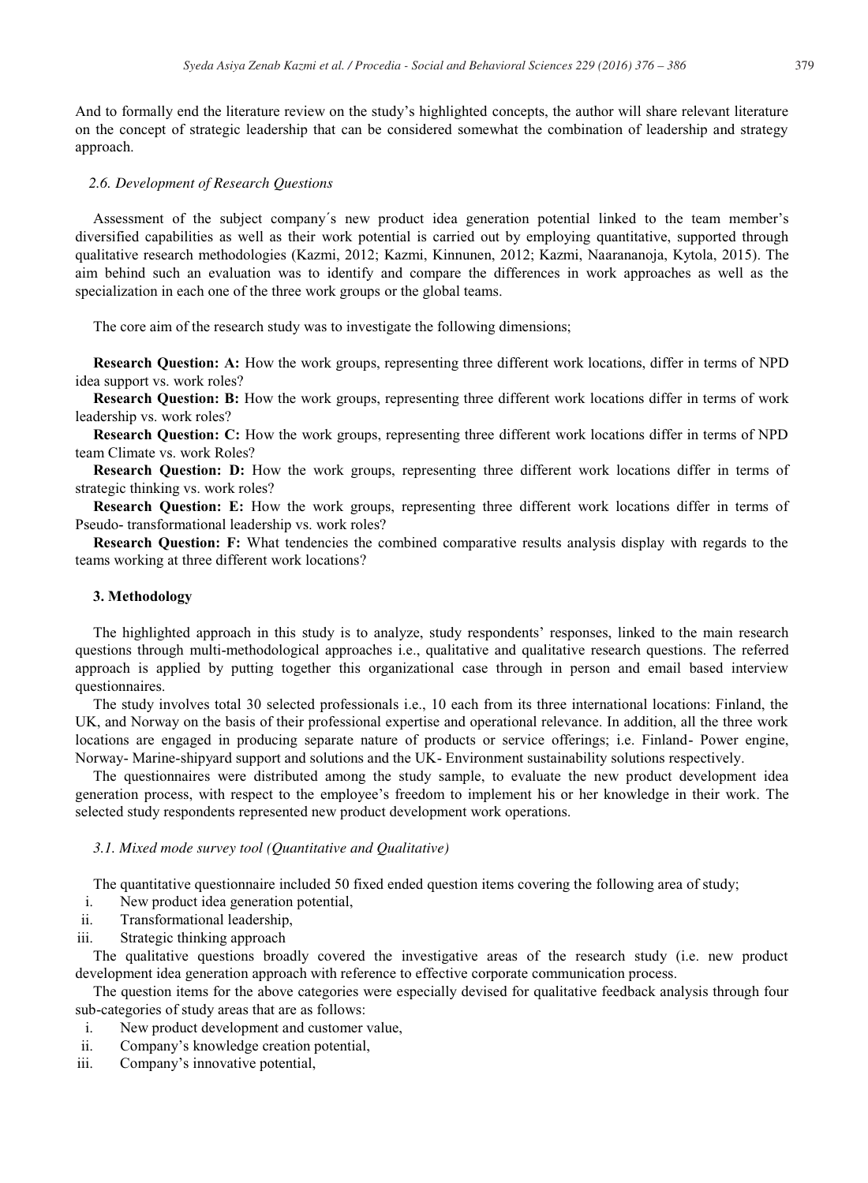And to formally end the literature review on the study's highlighted concepts, the author will share relevant literature on the concept of strategic leadership that can be considered somewhat the combination of leadership and strategy approach.

### *2.6. Development of Research Questions*

Assessment of the subject company´s new product idea generation potential linked to the team member's diversified capabilities as well as their work potential is carried out by employing quantitative, supported through qualitative research methodologies (Kazmi, 2012; Kazmi, Kinnunen, 2012; Kazmi, Naarananoja, Kytola, 2015). The aim behind such an evaluation was to identify and compare the differences in work approaches as well as the specialization in each one of the three work groups or the global teams.

The core aim of the research study was to investigate the following dimensions;

**Research Question: A:** How the work groups, representing three different work locations, differ in terms of NPD idea support vs. work roles?

**Research Question: B:** How the work groups, representing three different work locations differ in terms of work leadership vs. work roles?

**Research Question: C:** How the work groups, representing three different work locations differ in terms of NPD team Climate vs. work Roles?

**Research Question: D:** How the work groups, representing three different work locations differ in terms of strategic thinking vs. work roles?

**Research Question: E:** How the work groups, representing three different work locations differ in terms of Pseudo- transformational leadership vs. work roles?

**Research Question: F:** What tendencies the combined comparative results analysis display with regards to the teams working at three different work locations?

## 3. Methodology

The highlighted approach in this study is to analyze, study respondents' responses, linked to the main research questions through multi-methodological approaches i.e., qualitative and qualitative research questions. The referred approach is applied by putting together this organizational case through in person and email based interview questionnaires.

The study involves total 30 selected professionals i.e., 10 each from its three international locations: Finland, the UK, and Norway on the basis of their professional expertise and operational relevance. In addition, all the three work locations are engaged in producing separate nature of products or service offerings; i.e. Finland- Power engine, Norway- Marine-shipyard support and solutions and the UK- Environment sustainability solutions respectively.

The questionnaires were distributed among the study sample, to evaluate the new product development idea generation process, with respect to the employee's freedom to implement his or her knowledge in their work. The selected study respondents represented new product development work operations.

### *3.1. Mixed mode survey tool (Quantitative and Qualitative)*

The quantitative questionnaire included 50 fixed ended question items covering the following area of study;

i. New product idea generation potential,
ii. Transformational leadership,
iii. Strategic thinking approach

The qualitative questions broadly covered the investigative areas of the research study (i.e. new product development idea generation approach with reference to effective corporate communication process.

The question items for the above categories were especially devised for qualitative feedback analysis through four sub-categories of study areas that are as follows:

i. New product development and customer value,
ii. Company's knowledge creation potential,
iii. Company's innovative potential,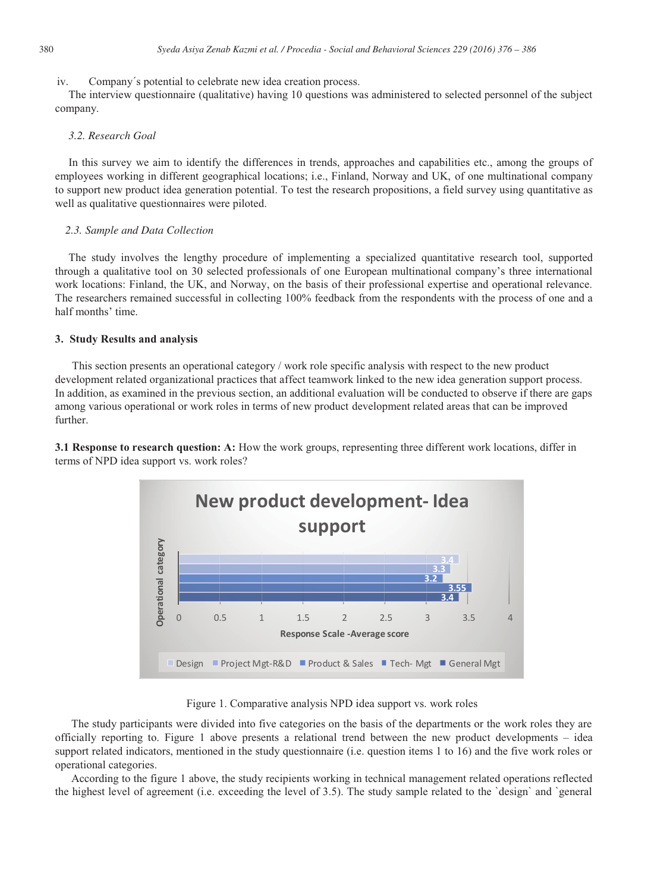iv. Company´s potential to celebrate new idea creation process.

The interview questionnaire (qualitative) having 10 questions was administered to selected personnel of the subject company.

### *3.2. Research Goal*

In this survey we aim to identify the differences in trends, approaches and capabilities etc., among the groups of employees working in different geographical locations; i.e., Finland, Norway and UK, of one multinational company to support new product idea generation potential. To test the research propositions, a field survey using quantitative as well as qualitative questionnaires were piloted.

### *2.3. Sample and Data Collection*

The study involves the lengthy procedure of implementing a specialized quantitative research tool, supported through a qualitative tool on 30 selected professionals of one European multinational company's three international work locations: Finland, the UK, and Norway, on the basis of their professional expertise and operational relevance. The researchers remained successful in collecting 100% feedback from the respondents with the process of one and a half months' time.

## 3. Study Results and analysis

This section presents an operational category / work role specific analysis with respect to the new product development related organizational practices that affect teamwork linked to the new idea generation support process. In addition, as examined in the previous section, an additional evaluation will be conducted to observe if there are gaps among various operational or work roles in terms of new product development related areas that can be improved further.

**3.1 Response to research question: A:** How the work groups, representing three different work locations, differ in terms of NPD idea support vs. work roles?

New product development- Idea support

Operational category

3.4
3.3
3.2
3.55
3.4

0 0.5 1 1.5 2 2.5 3 3.5 4

Response Scale -Average score

Design, Project Mgt-R&D, Product & Sales, Tech- Mgt, General Mgt

Figure 1. Comparative analysis NPD idea support vs. work roles

The study participants were divided into five categories on the basis of the departments or the work roles they are officially reporting to. Figure 1 above presents a relational trend between the new product developments – idea support related indicators, mentioned in the study questionnaire (i.e. question items 1 to 16) and the five work roles or operational categories.

According to the figure 1 above, the study recipients working in technical management related operations reflected the highest level of agreement (i.e. exceeding the level of 3.5). The study sample related to the `design` and `general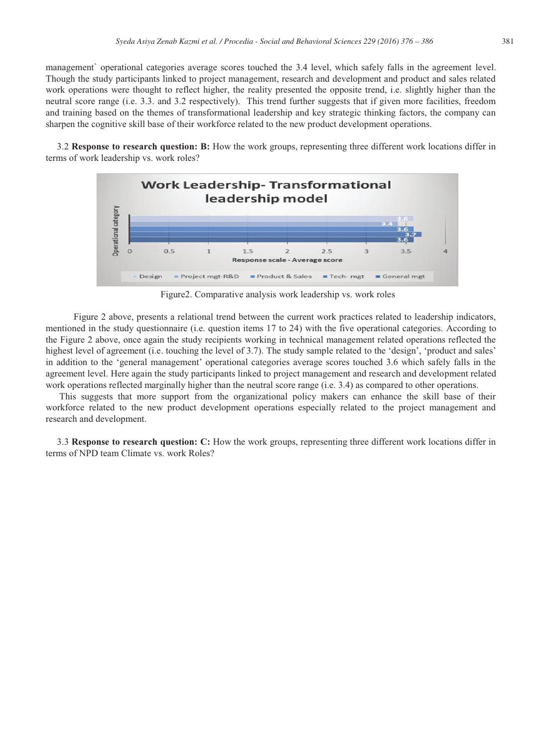management` operational categories average scores touched the 3.4 level, which safely falls in the agreement level. Though the study participants linked to project management, research and development and product and sales related work operations were thought to reflect higher, the reality presented the opposite trend, i.e. slightly higher than the neutral score range (i.e. 3.3. and 3.2 respectively). This trend further suggests that if given more facilities, freedom and training based on the themes of transformational leadership and key strategic thinking factors, the company can sharpen the cognitive skill base of their workforce related to the new product development operations.

3.2 **Response to research question: B:** How the work groups, representing three different work locations differ in terms of work leadership vs. work roles?

Work Leadership- Transformational leadership model

Operational category

3.6
3.4
3.6
3.7
3.6

0 0.5 1 1.5 2 2.5 3 3.5 4

Response scale - Average score

Design · Project mgt-R&D · Product & Sales · Tech- mgt · General mgt

Figure2. Comparative analysis work leadership vs. work roles

Figure 2 above, presents a relational trend between the current work practices related to leadership indicators, mentioned in the study questionnaire (i.e. question items 17 to 24) with the five operational categories. According to the Figure 2 above, once again the study recipients working in technical management related operations reflected the highest level of agreement (i.e. touching the level of 3.7). The study sample related to the 'design', 'product and sales' in addition to the 'general management' operational categories average scores touched 3.6 which safely falls in the agreement level. Here again the study participants linked to project management and research and development related work operations reflected marginally higher than the neutral score range (i.e. 3.4) as compared to other operations.

This suggests that more support from the organizational policy makers can enhance the skill base of their workforce related to the new product development operations especially related to the project management and research and development.

3.3 **Response to research question: C:** How the work groups, representing three different work locations differ in terms of NPD team Climate vs. work Roles?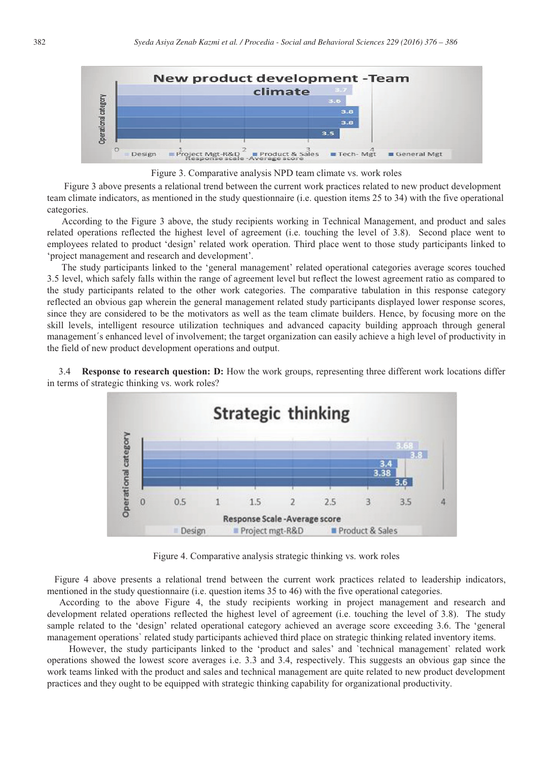New product development -Team climate

Operational category

3.7
3.6
3.8
3.8
3.5

0 1 2 3 4
Response scale -Average score

Design ■ Project Mgt-R&D ■ Product & Sales ■ Tech- Mgt ■ General Mgt

Figure 3. Comparative analysis NPD team climate vs. work roles

Figure 3 above presents a relational trend between the current work practices related to new product development team climate indicators, as mentioned in the study questionnaire (i.e. question items 25 to 34) with the five operational categories.

According to the Figure 3 above, the study recipients working in Technical Management, and product and sales related operations reflected the highest level of agreement (i.e. touching the level of 3.8). Second place went to employees related to product 'design' related work operation. Third place went to those study participants linked to 'project management and research and development'.

The study participants linked to the 'general management' related operational categories average scores touched 3.5 level, which safely falls within the range of agreement level but reflect the lowest agreement ratio as compared to the study participants related to the other work categories. The comparative tabulation in this response category reflected an obvious gap wherein the general management related study participants displayed lower response scores, since they are considered to be the motivators as well as the team climate builders. Hence, by focusing more on the skill levels, intelligent resource utilization techniques and advanced capacity building approach through general management´s enhanced level of involvement; the target organization can easily achieve a high level of productivity in the field of new product development operations and output.

3.4 **Response to research question: D:** How the work groups, representing three different work locations differ in terms of strategic thinking vs. work roles?

Strategic thinking

Operational category

3.68
3.8
3.4
3.38
3.6

0 0.5 1 1.5 2 2.5 3 3.5 4
Response Scale -Average score

Design ■ Project mgt-R&D ■ Product & Sales

Figure 4. Comparative analysis strategic thinking vs. work roles

Figure 4 above presents a relational trend between the current work practices related to leadership indicators, mentioned in the study questionnaire (i.e. question items 35 to 46) with the five operational categories.

According to the above Figure 4, the study recipients working in project management and research and development related operations reflected the highest level of agreement (i.e. touching the level of 3.8). The study sample related to the 'design' related operational category achieved an average score exceeding 3.6. The 'general management operations` related study participants achieved third place on strategic thinking related inventory items.

However, the study participants linked to the 'product and sales' and `technical management` related work operations showed the lowest score averages i.e. 3.3 and 3.4, respectively. This suggests an obvious gap since the work teams linked with the product and sales and technical management are quite related to new product development practices and they ought to be equipped with strategic thinking capability for organizational productivity.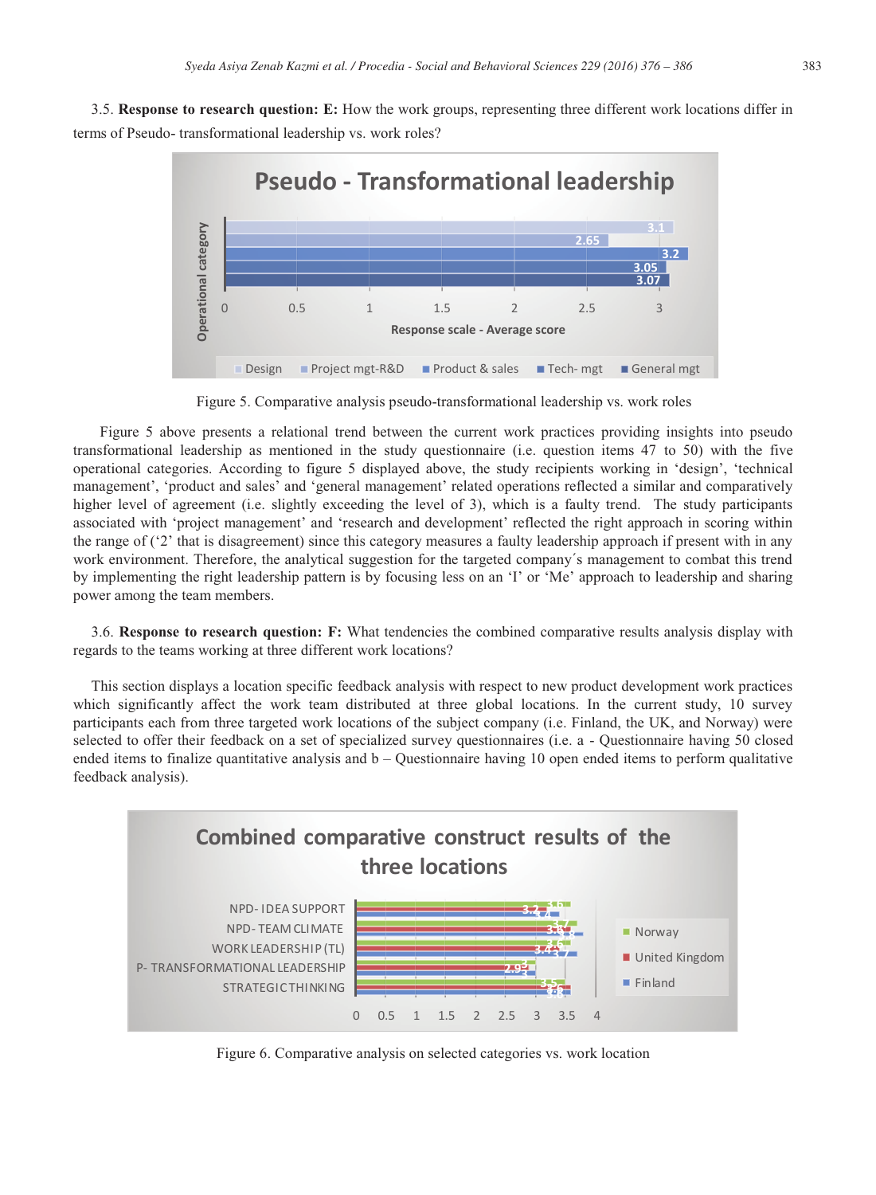3.5. **Response to research question: E:** How the work groups, representing three different work locations differ in terms of Pseudo- transformational leadership vs. work roles?

Figure 5. Comparative analysis pseudo-transformational leadership vs. work roles

Figure 5 above presents a relational trend between the current work practices providing insights into pseudo transformational leadership as mentioned in the study questionnaire (i.e. question items 47 to 50) with the five operational categories. According to figure 5 displayed above, the study recipients working in 'design', 'technical management', 'product and sales' and 'general management' related operations reflected a similar and comparatively higher level of agreement (i.e. slightly exceeding the level of 3), which is a faulty trend. The study participants associated with 'project management' and 'research and development' reflected the right approach in scoring within the range of ('2' that is disagreement) since this category measures a faulty leadership approach if present with in any work environment. Therefore, the analytical suggestion for the targeted company´s management to combat this trend by implementing the right leadership pattern is by focusing less on an 'I' or 'Me' approach to leadership and sharing power among the team members.

3.6. **Response to research question: F:** What tendencies the combined comparative results analysis display with regards to the teams working at three different work locations?

This section displays a location specific feedback analysis with respect to new product development work practices which significantly affect the work team distributed at three global locations. In the current study, 10 survey participants each from three targeted work locations of the subject company (i.e. Finland, the UK, and Norway) were selected to offer their feedback on a set of specialized survey questionnaires (i.e. a - Questionnaire having 50 closed ended items to finalize quantitative analysis and b – Questionnaire having 10 open ended items to perform qualitative feedback analysis).

Figure 6. Comparative analysis on selected categories vs. work location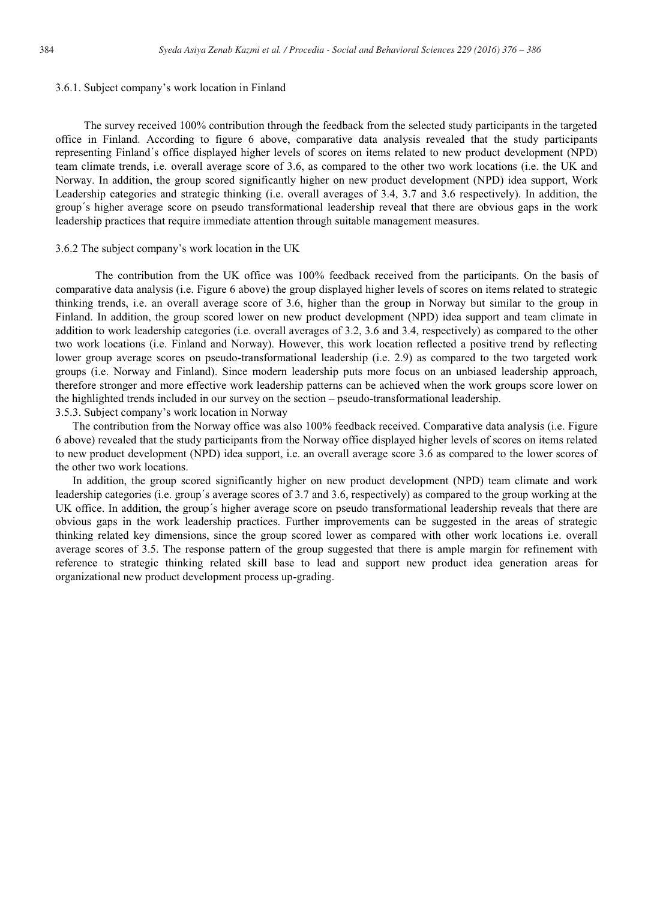#### 3.6.1. Subject company's work location in Finland

The survey received 100% contribution through the feedback from the selected study participants in the targeted office in Finland. According to figure 6 above, comparative data analysis revealed that the study participants representing Finland´s office displayed higher levels of scores on items related to new product development (NPD) team climate trends, i.e. overall average score of 3.6, as compared to the other two work locations (i.e. the UK and Norway. In addition, the group scored significantly higher on new product development (NPD) idea support, Work Leadership categories and strategic thinking (i.e. overall averages of 3.4, 3.7 and 3.6 respectively). In addition, the group´s higher average score on pseudo transformational leadership reveal that there are obvious gaps in the work leadership practices that require immediate attention through suitable management measures.

#### 3.6.2 The subject company's work location in the UK

The contribution from the UK office was 100% feedback received from the participants. On the basis of comparative data analysis (i.e. Figure 6 above) the group displayed higher levels of scores on items related to strategic thinking trends, i.e. an overall average score of 3.6, higher than the group in Norway but similar to the group in Finland. In addition, the group scored lower on new product development (NPD) idea support and team climate in addition to work leadership categories (i.e. overall averages of 3.2, 3.6 and 3.4, respectively) as compared to the other two work locations (i.e. Finland and Norway). However, this work location reflected a positive trend by reflecting lower group average scores on pseudo-transformational leadership (i.e. 2.9) as compared to the two targeted work groups (i.e. Norway and Finland). Since modern leadership puts more focus on an unbiased leadership approach, therefore stronger and more effective work leadership patterns can be achieved when the work groups score lower on the highlighted trends included in our survey on the section – pseudo-transformational leadership.

#### 3.5.3. Subject company's work location in Norway

The contribution from the Norway office was also 100% feedback received. Comparative data analysis (i.e. Figure 6 above) revealed that the study participants from the Norway office displayed higher levels of scores on items related to new product development (NPD) idea support, i.e. an overall average score 3.6 as compared to the lower scores of the other two work locations.

In addition, the group scored significantly higher on new product development (NPD) team climate and work leadership categories (i.e. group´s average scores of 3.7 and 3.6, respectively) as compared to the group working at the UK office. In addition, the group´s higher average score on pseudo transformational leadership reveals that there are obvious gaps in the work leadership practices. Further improvements can be suggested in the areas of strategic thinking related key dimensions, since the group scored lower as compared with other work locations i.e. overall average scores of 3.5. The response pattern of the group suggested that there is ample margin for refinement with reference to strategic thinking related skill base to lead and support new product idea generation areas for organizational new product development process up-grading.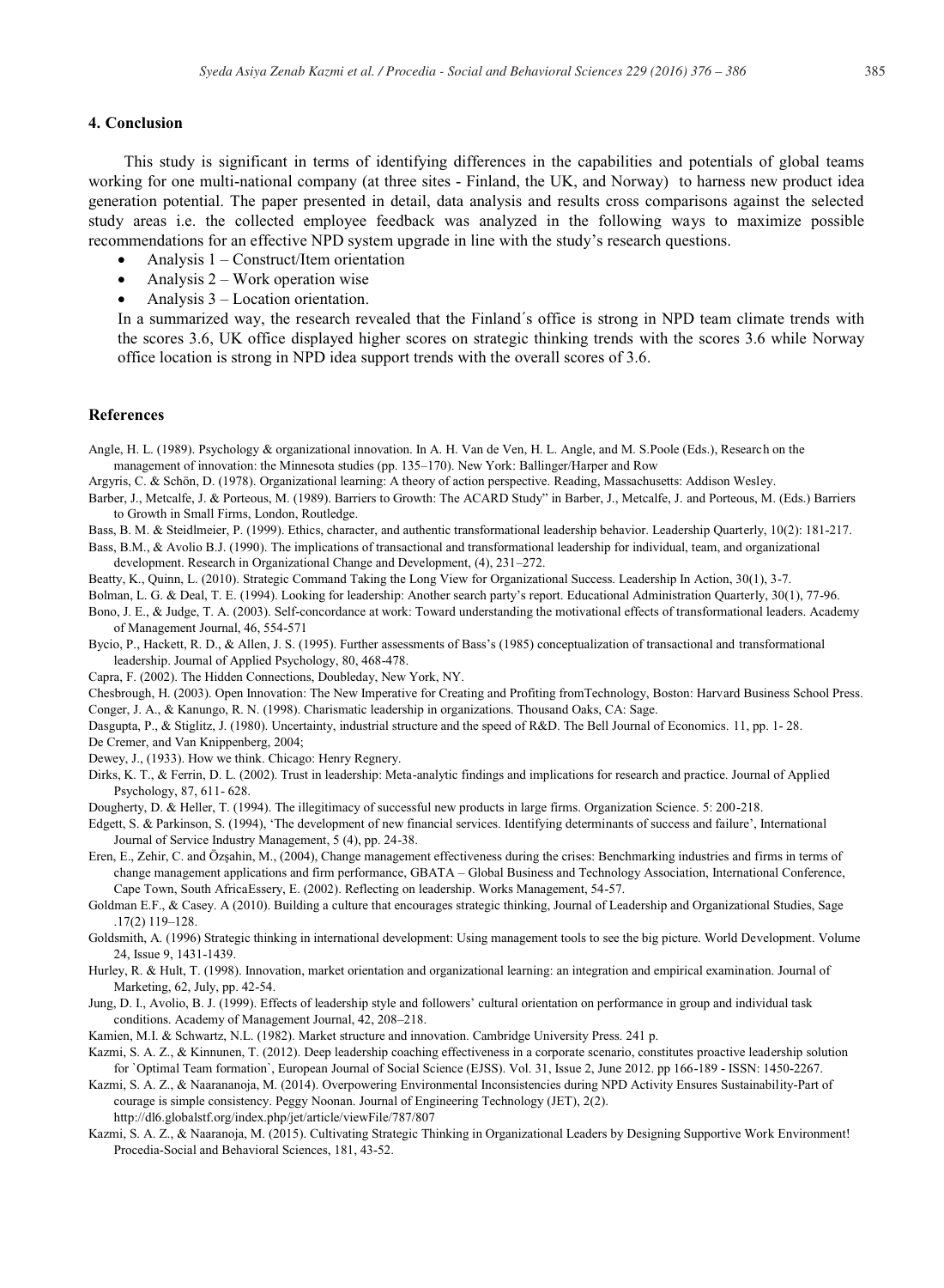## 4. Conclusion

This study is significant in terms of identifying differences in the capabilities and potentials of global teams working for one multi-national company (at three sites - Finland, the UK, and Norway) to harness new product idea generation potential. The paper presented in detail, data analysis and results cross comparisons against the selected study areas i.e. the collected employee feedback was analyzed in the following ways to maximize possible recommendations for an effective NPD system upgrade in line with the study's research questions.

- Analysis 1 – Construct/Item orientation
- Analysis 2 – Work operation wise
- Analysis 3 – Location orientation.

In a summarized way, the research revealed that the Finland´s office is strong in NPD team climate trends with the scores 3.6, UK office displayed higher scores on strategic thinking trends with the scores 3.6 while Norway office location is strong in NPD idea support trends with the overall scores of 3.6.

## References

Angle, H. L. (1989). Psychology & organizational innovation. In A. H. Van de Ven, H. L. Angle, and M. S.Poole (Eds.), Research on the management of innovation: the Minnesota studies (pp. 135–170). New York: Ballinger/Harper and Row

Argyris, C. & Schön, D. (1978). Organizational learning: A theory of action perspective. Reading, Massachusetts: Addison Wesley.

Barber, J., Metcalfe, J. & Porteous, M. (1989). Barriers to Growth: The ACARD Study" in Barber, J., Metcalfe, J. and Porteous, M. (Eds.) Barriers to Growth in Small Firms, London, Routledge.

Bass, B. M. & Steidlmeier, P. (1999). Ethics, character, and authentic transformational leadership behavior. Leadership Quarterly, 10(2): 181-217.

Bass, B.M., & Avolio B.J. (1990). The implications of transactional and transformational leadership for individual, team, and organizational development. Research in Organizational Change and Development, (4), 231–272.

Beatty, K., Quinn, L. (2010). Strategic Command Taking the Long View for Organizational Success. Leadership In Action, 30(1), 3-7.

Bolman, L. G. & Deal, T. E. (1994). Looking for leadership: Another search party's report. Educational Administration Quarterly, 30(1), 77-96.

Bono, J. E., & Judge, T. A. (2003). Self-concordance at work: Toward understanding the motivational effects of transformational leaders. Academy of Management Journal, 46, 554-571

Bycio, P., Hackett, R. D., & Allen, J. S. (1995). Further assessments of Bass's (1985) conceptualization of transactional and transformational leadership. Journal of Applied Psychology, 80, 468-478.

Capra, F. (2002). The Hidden Connections, Doubleday, New York, NY.

Chesbrough, H. (2003). Open Innovation: The New Imperative for Creating and Profiting fromTechnology, Boston: Harvard Business School Press.

Conger, J. A., & Kanungo, R. N. (1998). Charismatic leadership in organizations. Thousand Oaks, CA: Sage.

Dasgupta, P., & Stiglitz, J. (1980). Uncertainty, industrial structure and the speed of R&D. The Bell Journal of Economics. 11, pp. 1- 28.

De Cremer, and Van Knippenberg, 2004;

Dewey, J., (1933). How we think. Chicago: Henry Regnery.

Dirks, K. T., & Ferrin, D. L. (2002). Trust in leadership: Meta-analytic findings and implications for research and practice. Journal of Applied Psychology, 87, 611- 628.

Dougherty, D. & Heller, T. (1994). The illegitimacy of successful new products in large firms. Organization Science. 5: 200-218.

Edgett, S. & Parkinson, S. (1994), 'The development of new financial services. Identifying determinants of success and failure', International Journal of Service Industry Management, 5 (4), pp. 24-38.

Eren, E., Zehir, C. and Özşahin, M., (2004), Change management effectiveness during the crises: Benchmarking industries and firms in terms of change management applications and firm performance, GBATA – Global Business and Technology Association, International Conference, Cape Town, South AfricaEssery, E. (2002). Reflecting on leadership. Works Management, 54-57.

Goldman E.F., & Casey. A (2010). Building a culture that encourages strategic thinking, Journal of Leadership and Organizational Studies, Sage .17(2) 119–128.

Goldsmith, A. (1996) Strategic thinking in international development: Using management tools to see the big picture. World Development. Volume 24, Issue 9, 1431-1439.

Hurley, R. & Hult, T. (1998). Innovation, market orientation and organizational learning: an integration and empirical examination. Journal of Marketing, 62, July, pp. 42-54.

Jung, D. I., Avolio, B. J. (1999). Effects of leadership style and followers' cultural orientation on performance in group and individual task conditions. Academy of Management Journal, 42, 208–218.

Kamien, M.I. & Schwartz, N.L. (1982). Market structure and innovation. Cambridge University Press. 241 p.

Kazmi, S. A. Z., & Kinnunen, T. (2012). Deep leadership coaching effectiveness in a corporate scenario, constitutes proactive leadership solution for `Optimal Team formation`, European Journal of Social Science (EJSS). Vol. 31, Issue 2, June 2012. pp 166-189 - ISSN: 1450-2267.

Kazmi, S. A. Z., & Naaranaoja, M. (2014). Overpowering Environmental Inconsistencies during NPD Activity Ensures Sustainability-Part of courage is simple consistency. Peggy Noonan. Journal of Engineering Technology (JET), 2(2). http://dl6.globalstf.org/index.php/jet/article/viewFile/787/807

Kazmi, S. A. Z., & Naaranoja, M. (2015). Cultivating Strategic Thinking in Organizational Leaders by Designing Supportive Work Environment! Procedia-Social and Behavioral Sciences, 181, 43-52.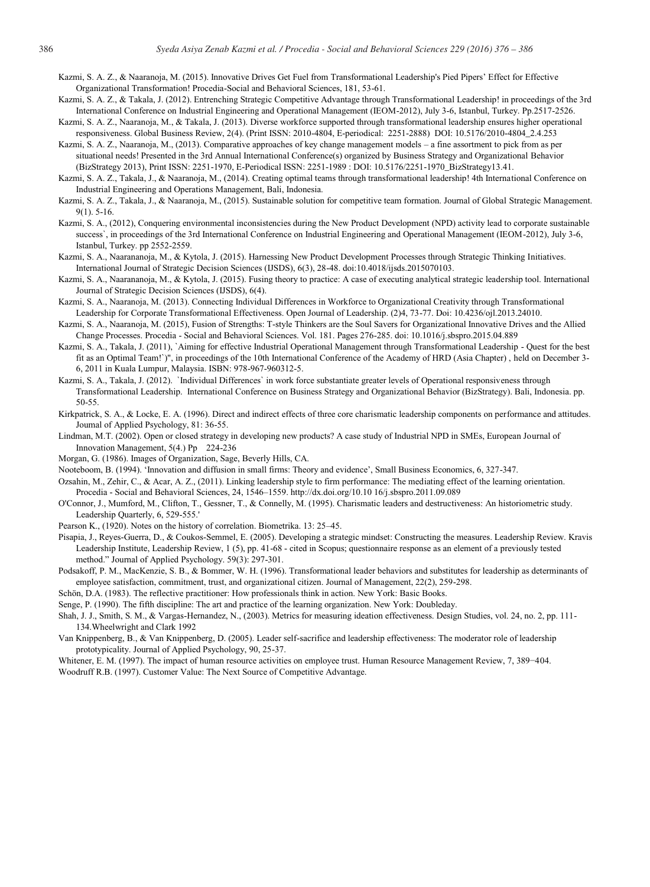Kazmi, S. A. Z., & Naaranoja, M. (2015). Innovative Drives Get Fuel from Transformational Leadership's Pied Pipers' Effect for Effective Organizational Transformation! Procedia-Social and Behavioral Sciences, 181, 53-61.

Kazmi, S. A. Z., & Takala, J. (2012). Entrenching Strategic Competitive Advantage through Transformational Leadership! in proceedings of the 3rd International Conference on Industrial Engineering and Operational Management (IEOM-2012), July 3-6, Istanbul, Turkey. Pp.2517-2526.

Kazmi, S. A. Z., Naaranoja, M., & Takala, J. (2013). Diverse workforce supported through transformational leadership ensures higher operational responsiveness. Global Business Review, 2(4). (Print ISSN: 2010-4804, E-periodical: 2251-2888) DOI: 10.5176/2010-4804_2.4.253

Kazmi, S. A. Z., Naaranoja, M., (2013). Comparative approaches of key change management models – a fine assortment to pick from as per situational needs! Presented in the 3rd Annual International Conference(s) organized by Business Strategy and Organizational Behavior (BizStrategy 2013), Print ISSN: 2251-1970, E-Periodical ISSN: 2251-1989 : DOI: 10.5176/2251-1970_BizStrategy13.41.

Kazmi, S. A. Z., Takala, J., & Naaranoja, M., (2014). Creating optimal teams through transformational leadership! 4th International Conference on Industrial Engineering and Operations Management, Bali, Indonesia.

Kazmi, S. A. Z., Takala, J., & Naaranoja, M., (2015). Sustainable solution for competitive team formation. Journal of Global Strategic Management. 9(1). 5-16.

Kazmi, S. A., (2012), Conquering environmental inconsistencies during the New Product Development (NPD) activity lead to corporate sustainable success`, in proceedings of the 3rd International Conference on Industrial Engineering and Operational Management (IEOM-2012), July 3-6, Istanbul, Turkey. pp 2552-2559.

Kazmi, S. A., Naarananoja, M., & Kytola, J. (2015). Harnessing New Product Development Processes through Strategic Thinking Initiatives. International Journal of Strategic Decision Sciences (IJSDS), 6(3), 28-48. doi:10.4018/ijsds.2015070103.

Kazmi, S. A., Naarananoja, M., & Kytola, J. (2015). Fusing theory to practice: A case of executing analytical strategic leadership tool. International Journal of Strategic Decision Sciences (IJSDS), 6(4).

Kazmi, S. A., Naaranoja, M. (2013). Connecting Individual Differences in Workforce to Organizational Creativity through Transformational Leadership for Corporate Transformational Effectiveness. Open Journal of Leadership. (2)4, 73-77. Doi: 10.4236/ojl.2013.24010.

Kazmi, S. A., Naaranoja, M. (2015), Fusion of Strengths: T-style Thinkers are the Soul Savers for Organizational Innovative Drives and the Allied Change Processes. Procedia - Social and Behavioral Sciences. Vol. 181. Pages 276-285. doi: 10.1016/j.sbspro.2015.04.889

Kazmi, S. A., Takala, J. (2011), `Aiming for effective Industrial Operational Management through Transformational Leadership - Quest for the best fit as an Optimal Team!`)", in proceedings of the 10th International Conference of the Academy of HRD (Asia Chapter) , held on December 3-6, 2011 in Kuala Lumpur, Malaysia. ISBN: 978-967-960312-5.

Kazmi, S. A., Takala, J. (2012). `Individual Differences` in work force substantiate greater levels of Operational responsiveness through Transformational Leadership. International Conference on Business Strategy and Organizational Behavior (BizStrategy). Bali, Indonesia. pp. 50-55.

Kirkpatrick, S. A., & Locke, E. A. (1996). Direct and indirect effects of three core charismatic leadership components on performance and attitudes. Journal of Applied Psychology, 81: 36-55.

Lindman, M.T. (2002). Open or closed strategy in developing new products? A case study of Industrial NPD in SMEs, European Journal of Innovation Management, 5(4.) Pp 224-236

Morgan, G. (1986). Images of Organization, Sage, Beverly Hills, CA.

Nooteboom, B. (1994). 'Innovation and diffusion in small firms: Theory and evidence', Small Business Economics, 6, 327-347.

Ozsahin, M., Zehir, C., & Acar, A. Z., (2011). Linking leadership style to firm performance: The mediating effect of the learning orientation. Procedia - Social and Behavioral Sciences, 24, 1546–1559. http://dx.doi.org/10.10 16/j.sbspro.2011.09.089

O'Connor, J., Mumford, M., Clifton, T., Gessner, T., & Connelly, M. (1995). Charismatic leaders and destructiveness: An historiometric study. Leadership Quarterly, 6, 529-555.'

Pearson K., (1920). Notes on the history of correlation. Biometrika. 13: 25–45.

Pisapia, J., Reyes-Guerra, D., & Coukos-Semmel, E. (2005). Developing a strategic mindset: Constructing the measures. Leadership Review. Kravis Leadership Institute, Leadership Review, 1 (5), pp. 41-68 - cited in Scopus; questionnaire response as an element of a previously tested method." Journal of Applied Psychology. 59(3): 297-301.

Podsakoff, P. M., MacKenzie, S. B., & Bommer, W. H. (1996). Transformational leader behaviors and substitutes for leadership as determinants of employee satisfaction, commitment, trust, and organizational citizen. Journal of Management, 22(2), 259-298.

Schön, D.A. (1983). The reflective practitioner: How professionals think in action. New York: Basic Books.

Senge, P. (1990). The fifth discipline: The art and practice of the learning organization. New York: Doubleday.

Shah, J. J., Smith, S. M., & Vargas-Hernandez, N., (2003). Metrics for measuring ideation effectiveness. Design Studies, vol. 24, no. 2, pp. 111-134.Wheelwright and Clark 1992

Van Knippenberg, B., & Van Knippenberg, D. (2005). Leader self-sacrifice and leadership effectiveness: The moderator role of leadership prototypicality. Journal of Applied Psychology, 90, 25-37.

Whitener, E. M. (1997). The impact of human resource activities on employee trust. Human Resource Management Review, 7, 389−404.

Woodruff R.B. (1997). Customer Value: The Next Source of Competitive Advantage.